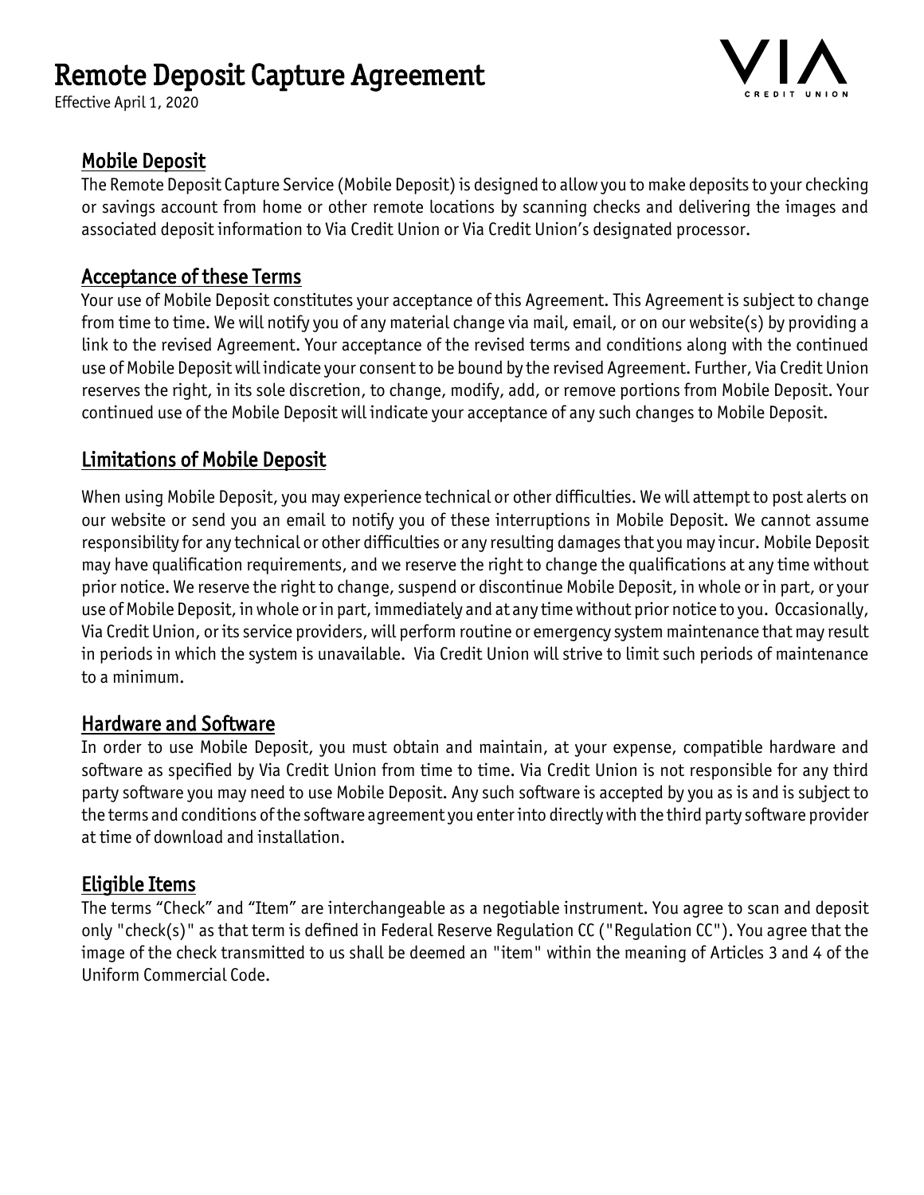# Remote Deposit Capture Agreement

Effective April 1, 2020

VIA CREDIT UNION

## Mobile Deposit

The Remote Deposit Capture Service (Mobile Deposit) is designed to allow you to make deposits to your checking or savings account from home or other remote locations by scanning checks and delivering the images and associated deposit information to Via Credit Union or Via Credit Union's designated processor.

## Acceptance of these Terms

Your use of Mobile Deposit constitutes your acceptance of this Agreement. This Agreement is subject to change from time to time. We will notify you of any material change via mail, email, or on our website(s) by providing a link to the revised Agreement. Your acceptance of the revised terms and conditions along with the continued use of Mobile Deposit will indicate your consent to be bound by the revised Agreement. Further, Via Credit Union reserves the right, in its sole discretion, to change, modify, add, or remove portions from Mobile Deposit. Your continued use of the Mobile Deposit will indicate your acceptance of any such changes to Mobile Deposit.

## Limitations of Mobile Deposit

When using Mobile Deposit, you may experience technical or other difficulties. We will attempt to post alerts on our website or send you an email to notify you of these interruptions in Mobile Deposit. We cannot assume responsibility for any technical or other difficulties or any resulting damages that you may incur. Mobile Deposit may have qualification requirements, and we reserve the right to change the qualifications at any time without prior notice. We reserve the right to change, suspend or discontinue Mobile Deposit, in whole or in part, or your use of Mobile Deposit, in whole or in part, immediately and at any time without prior notice to you. Occasionally, Via Credit Union, or its service providers, will perform routine or emergency system maintenance that may result in periods in which the system is unavailable. Via Credit Union will strive to limit such periods of maintenance to a minimum.

## Hardware and Software

In order to use Mobile Deposit, you must obtain and maintain, at your expense, compatible hardware and software as specified by Via Credit Union from time to time. Via Credit Union is not responsible for any third party software you may need to use Mobile Deposit. Any such software is accepted by you as is and is subject to the terms and conditions of the software agreement you enter into directly with the third party software provider at time of download and installation.

## Eligible Items

The terms "Check" and "Item" are interchangeable as a negotiable instrument. You agree to scan and deposit only "check(s)" as that term is defined in Federal Reserve Regulation CC ("Regulation CC"). You agree that the image of the check transmitted to us shall be deemed an "item" within the meaning of Articles 3 and 4 of the Uniform Commercial Code.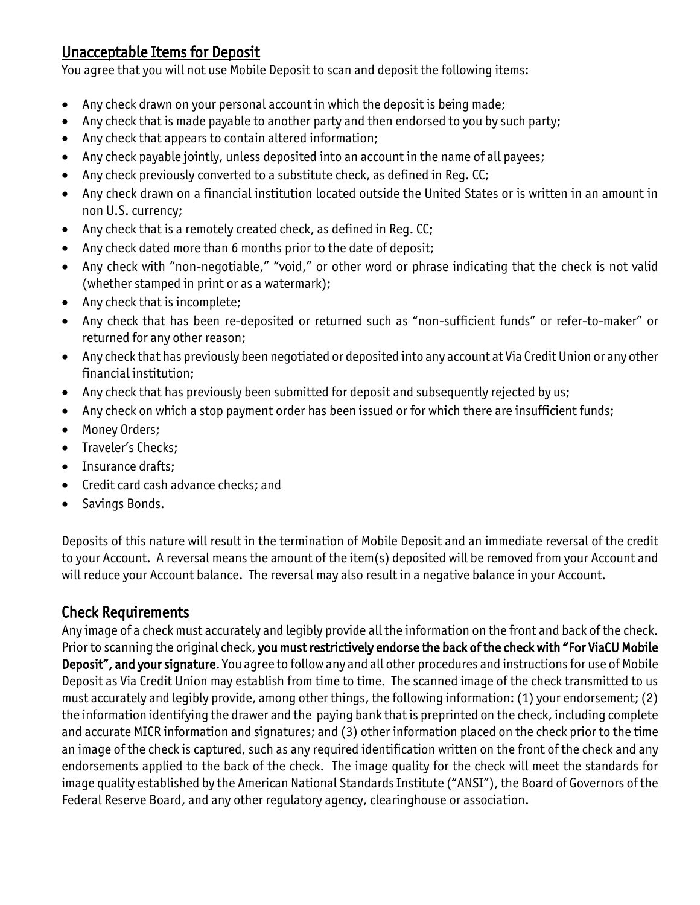## Unacceptable Items for Deposit

You agree that you will not use Mobile Deposit to scan and deposit the following items:

- Any check drawn on your personal account in which the deposit is being made;
- Any check that is made payable to another party and then endorsed to you by such party;
- Any check that appears to contain altered information;
- Any check payable jointly, unless deposited into an account in the name of all payees;
- Any check previously converted to a substitute check, as defined in Reg. CC;
- Any check drawn on a financial institution located outside the United States or is written in an amount in non U.S. currency;
- Any check that is a remotely created check, as defined in Reg. CC;
- Any check dated more than 6 months prior to the date of deposit;
- Any check with "non-negotiable," "void," or other word or phrase indicating that the check is not valid (whether stamped in print or as a watermark);
- Any check that is incomplete;
- Any check that has been re-deposited or returned such as "non-sufficient funds" or refer-to-maker" or returned for any other reason;
- Any check that has previously been negotiated or deposited into any account at Via Credit Union or any other financial institution;
- Any check that has previously been submitted for deposit and subsequently rejected by us;
- Any check on which a stop payment order has been issued or for which there are insufficient funds;
- Money Orders;
- Traveler's Checks;
- Insurance drafts;
- Credit card cash advance checks; and
- Savings Bonds.

Deposits of this nature will result in the termination of Mobile Deposit and an immediate reversal of the credit to your Account. A reversal means the amount of the item(s) deposited will be removed from your Account and will reduce your Account balance. The reversal may also result in a negative balance in your Account.

## Check Requirements

Any image of a check must accurately and legibly provide all the information on the front and back of the check. Prior to scanning the original check, **you must restrictively endorse the back of the check with "For ViaCU Mobile Deposit", and your signature**. You agree to follow any and all other procedures and instructions for use of Mobile Deposit as Via Credit Union may establish from time to time. The scanned image of the check transmitted to us must accurately and legibly provide, among other things, the following information: (1) your endorsement; (2) the information identifying the drawer and the paying bank that is preprinted on the check, including complete and accurate MICR information and signatures; and (3) other information placed on the check prior to the time an image of the check is captured, such as any required identification written on the front of the check and any endorsements applied to the back of the check. The image quality for the check will meet the standards for image quality established by the American National Standards Institute ("ANSI"), the Board of Governors of the Federal Reserve Board, and any other regulatory agency, clearinghouse or association.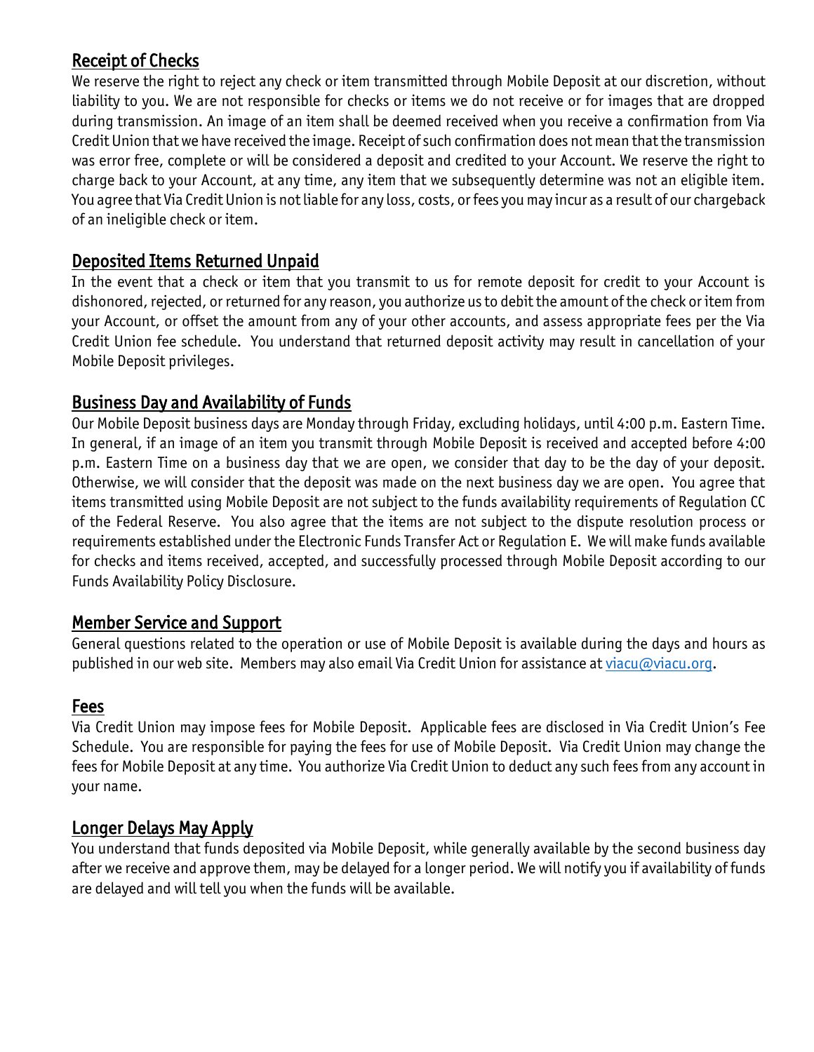## Receipt of Checks

We reserve the right to reject any check or item transmitted through Mobile Deposit at our discretion, without liability to you. We are not responsible for checks or items we do not receive or for images that are dropped during transmission. An image of an item shall be deemed received when you receive a confirmation from Via Credit Union that we have received the image. Receipt of such confirmation does not mean that the transmission was error free, complete or will be considered a deposit and credited to your Account. We reserve the right to charge back to your Account, at any time, any item that we subsequently determine was not an eligible item. You agree that Via Credit Union is not liable for any loss, costs, or fees you may incur as a result of our chargeback of an ineligible check or item.

## Deposited Items Returned Unpaid

In the event that a check or item that you transmit to us for remote deposit for credit to your Account is dishonored, rejected, or returned for any reason, you authorize us to debit the amount of the check or item from your Account, or offset the amount from any of your other accounts, and assess appropriate fees per the Via Credit Union fee schedule. You understand that returned deposit activity may result in cancellation of your Mobile Deposit privileges.

## Business Day and Availability of Funds

Our Mobile Deposit business days are Monday through Friday, excluding holidays, until 4:00 p.m. Eastern Time. In general, if an image of an item you transmit through Mobile Deposit is received and accepted before 4:00 p.m. Eastern Time on a business day that we are open, we consider that day to be the day of your deposit. Otherwise, we will consider that the deposit was made on the next business day we are open. You agree that items transmitted using Mobile Deposit are not subject to the funds availability requirements of Regulation CC of the Federal Reserve. You also agree that the items are not subject to the dispute resolution process or requirements established under the Electronic Funds Transfer Act or Regulation E. We will make funds available for checks and items received, accepted, and successfully processed through Mobile Deposit according to our Funds Availability Policy Disclosure.

## Member Service and Support

General questions related to the operation or use of Mobile Deposit is available during the days and hours as published in our web site. Members may also email Via Credit Union for assistance at viacu@viacu.org.

## Fees

Via Credit Union may impose fees for Mobile Deposit. Applicable fees are disclosed in Via Credit Union's Fee Schedule. You are responsible for paying the fees for use of Mobile Deposit. Via Credit Union may change the fees for Mobile Deposit at any time. You authorize Via Credit Union to deduct any such fees from any account in your name.

## Longer Delays May Apply

You understand that funds deposited via Mobile Deposit, while generally available by the second business day after we receive and approve them, may be delayed for a longer period. We will notify you if availability of funds are delayed and will tell you when the funds will be available.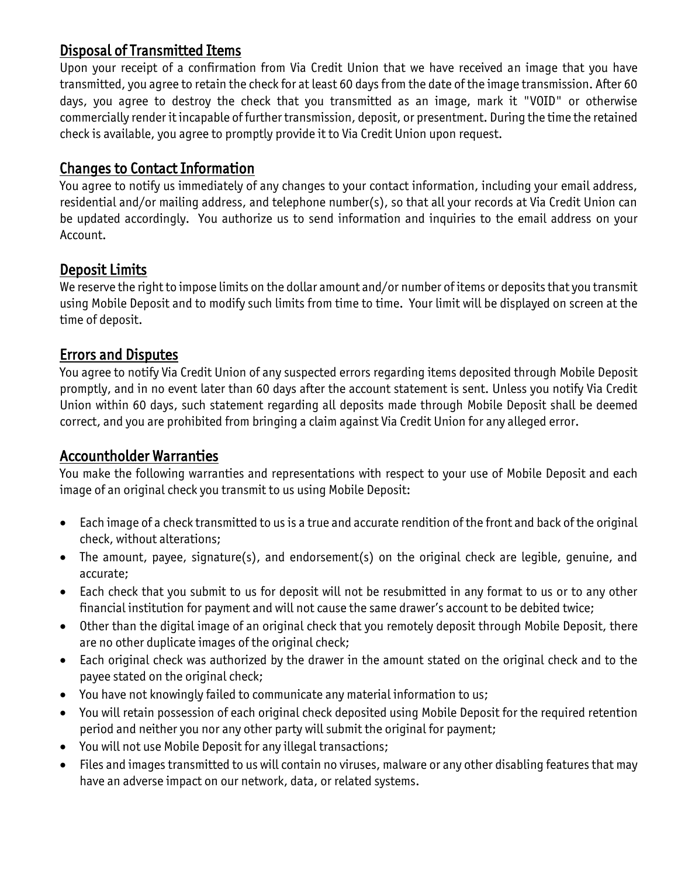## Disposal of Transmitted Items

Upon your receipt of a confirmation from Via Credit Union that we have received an image that you have transmitted, you agree to retain the check for at least 60 days from the date of the image transmission. After 60 days, you agree to destroy the check that you transmitted as an image, mark it "VOID" or otherwise commercially render it incapable of further transmission, deposit, or presentment. During the time the retained check is available, you agree to promptly provide it to Via Credit Union upon request.

## Changes to Contact Information

You agree to notify us immediately of any changes to your contact information, including your email address, residential and/or mailing address, and telephone number(s), so that all your records at Via Credit Union can be updated accordingly. You authorize us to send information and inquiries to the email address on your Account.

## Deposit Limits

We reserve the right to impose limits on the dollar amount and/or number of items or deposits that you transmit using Mobile Deposit and to modify such limits from time to time. Your limit will be displayed on screen at the time of deposit.

## Errors and Disputes

You agree to notify Via Credit Union of any suspected errors regarding items deposited through Mobile Deposit promptly, and in no event later than 60 days after the account statement is sent. Unless you notify Via Credit Union within 60 days, such statement regarding all deposits made through Mobile Deposit shall be deemed correct, and you are prohibited from bringing a claim against Via Credit Union for any alleged error.

## Accountholder Warranties

You make the following warranties and representations with respect to your use of Mobile Deposit and each image of an original check you transmit to us using Mobile Deposit:

- Each image of a check transmitted to us is a true and accurate rendition of the front and back of the original check, without alterations;
- The amount, payee, signature(s), and endorsement(s) on the original check are legible, genuine, and accurate;
- Each check that you submit to us for deposit will not be resubmitted in any format to us or to any other financial institution for payment and will not cause the same drawer's account to be debited twice;
- Other than the digital image of an original check that you remotely deposit through Mobile Deposit, there are no other duplicate images of the original check;
- Each original check was authorized by the drawer in the amount stated on the original check and to the payee stated on the original check;
- You have not knowingly failed to communicate any material information to us;
- You will retain possession of each original check deposited using Mobile Deposit for the required retention period and neither you nor any other party will submit the original for payment;
- You will not use Mobile Deposit for any illegal transactions;
- Files and images transmitted to us will contain no viruses, malware or any other disabling features that may have an adverse impact on our network, data, or related systems.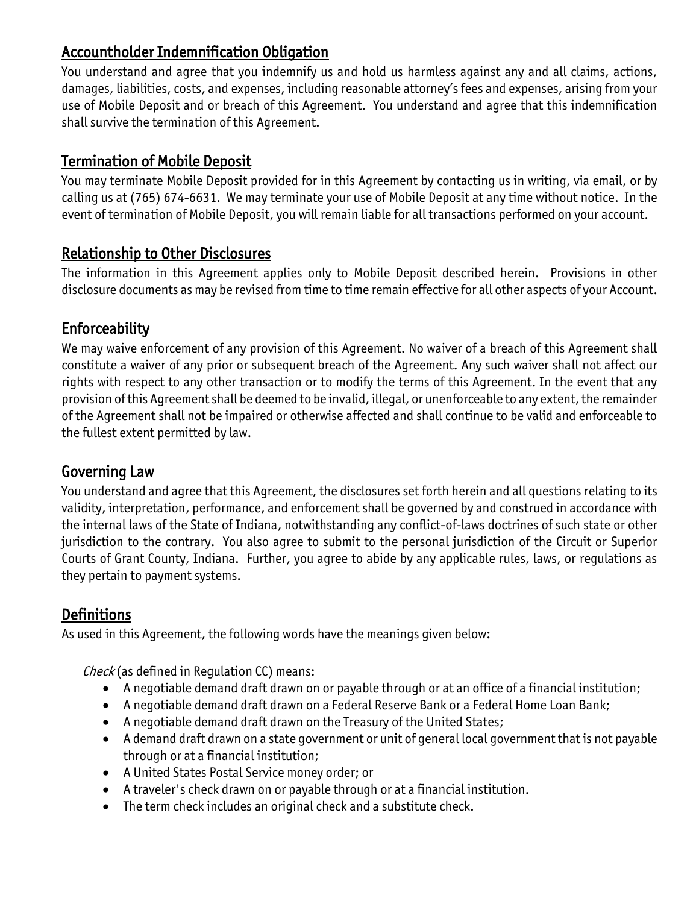## Accountholder Indemnification Obligation

You understand and agree that you indemnify us and hold us harmless against any and all claims, actions, damages, liabilities, costs, and expenses, including reasonable attorney's fees and expenses, arising from your use of Mobile Deposit and or breach of this Agreement. You understand and agree that this indemnification shall survive the termination of this Agreement.

## Termination of Mobile Deposit

You may terminate Mobile Deposit provided for in this Agreement by contacting us in writing, via email, or by calling us at (765) 674-6631. We may terminate your use of Mobile Deposit at any time without notice. In the event of termination of Mobile Deposit, you will remain liable for all transactions performed on your account.

## Relationship to Other Disclosures

The information in this Agreement applies only to Mobile Deposit described herein. Provisions in other disclosure documents as may be revised from time to time remain effective for all other aspects of your Account.

## Enforceability

We may waive enforcement of any provision of this Agreement. No waiver of a breach of this Agreement shall constitute a waiver of any prior or subsequent breach of the Agreement. Any such waiver shall not affect our rights with respect to any other transaction or to modify the terms of this Agreement. In the event that any provision of this Agreement shall be deemed to be invalid, illegal, or unenforceable to any extent, the remainder of the Agreement shall not be impaired or otherwise affected and shall continue to be valid and enforceable to the fullest extent permitted by law.

## Governing Law

You understand and agree that this Agreement, the disclosures set forth herein and all questions relating to its validity, interpretation, performance, and enforcement shall be governed by and construed in accordance with the internal laws of the State of Indiana, notwithstanding any conflict-of-laws doctrines of such state or other jurisdiction to the contrary. You also agree to submit to the personal jurisdiction of the Circuit or Superior Courts of Grant County, Indiana. Further, you agree to abide by any applicable rules, laws, or regulations as they pertain to payment systems.

## Definitions

As used in this Agreement, the following words have the meanings given below:

*Check* (as defined in Regulation CC) means:

- A negotiable demand draft drawn on or payable through or at an office of a financial institution;
- A negotiable demand draft drawn on a Federal Reserve Bank or a Federal Home Loan Bank;
- A negotiable demand draft drawn on the Treasury of the United States;
- A demand draft drawn on a state government or unit of general local government that is not payable through or at a financial institution;
- A United States Postal Service money order; or
- A traveler's check drawn on or payable through or at a financial institution.
- The term check includes an original check and a substitute check.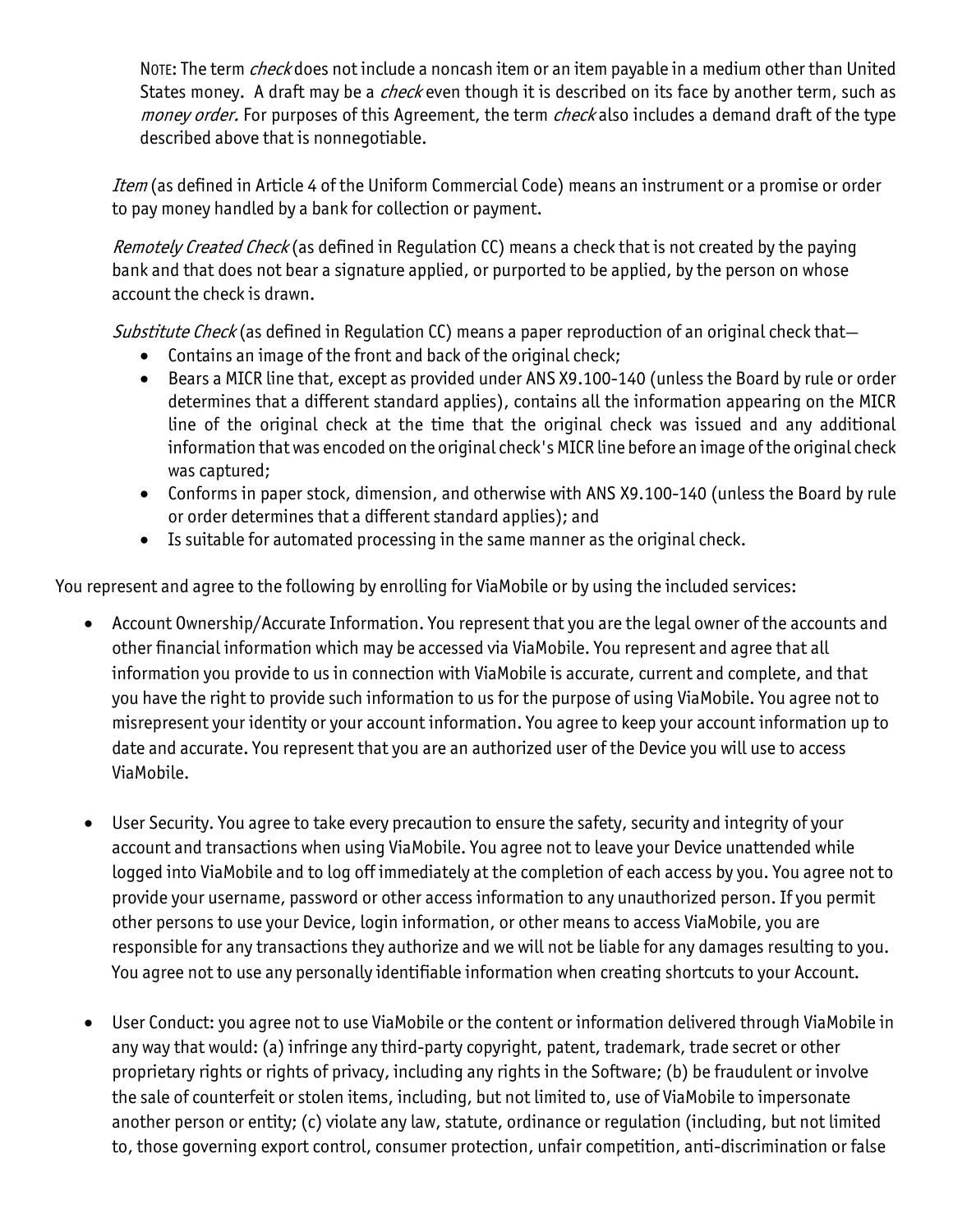NOTE: The term *check* does not include a noncash item or an item payable in a medium other than United States money. A draft may be a *check* even though it is described on its face by another term, such as *money order.* For purposes of this Agreement, the term *check* also includes a demand draft of the type described above that is nonnegotiable.

*Item* (as defined in Article 4 of the Uniform Commercial Code) means an instrument or a promise or order to pay money handled by a bank for collection or payment.

*Remotely Created Check* (as defined in Regulation CC) means a check that is not created by the paying bank and that does not bear a signature applied, or purported to be applied, by the person on whose account the check is drawn.

*Substitute Check* (as defined in Regulation CC) means a paper reproduction of an original check that—

- Contains an image of the front and back of the original check;
- Bears a MICR line that, except as provided under ANS X9.100-140 (unless the Board by rule or order determines that a different standard applies), contains all the information appearing on the MICR line of the original check at the time that the original check was issued and any additional information that was encoded on the original check's MICR line before an image of the original check was captured;
- Conforms in paper stock, dimension, and otherwise with ANS X9.100-140 (unless the Board by rule or order determines that a different standard applies); and
- Is suitable for automated processing in the same manner as the original check.

You represent and agree to the following by enrolling for ViaMobile or by using the included services:

- Account Ownership/Accurate Information. You represent that you are the legal owner of the accounts and other financial information which may be accessed via ViaMobile. You represent and agree that all information you provide to us in connection with ViaMobile is accurate, current and complete, and that you have the right to provide such information to us for the purpose of using ViaMobile. You agree not to misrepresent your identity or your account information. You agree to keep your account information up to date and accurate. You represent that you are an authorized user of the Device you will use to access ViaMobile.

- User Security. You agree to take every precaution to ensure the safety, security and integrity of your account and transactions when using ViaMobile. You agree not to leave your Device unattended while logged into ViaMobile and to log off immediately at the completion of each access by you. You agree not to provide your username, password or other access information to any unauthorized person. If you permit other persons to use your Device, login information, or other means to access ViaMobile, you are responsible for any transactions they authorize and we will not be liable for any damages resulting to you. You agree not to use any personally identifiable information when creating shortcuts to your Account.

- User Conduct: you agree not to use ViaMobile or the content or information delivered through ViaMobile in any way that would: (a) infringe any third-party copyright, patent, trademark, trade secret or other proprietary rights or rights of privacy, including any rights in the Software; (b) be fraudulent or involve the sale of counterfeit or stolen items, including, but not limited to, use of ViaMobile to impersonate another person or entity; (c) violate any law, statute, ordinance or regulation (including, but not limited to, those governing export control, consumer protection, unfair competition, anti-discrimination or false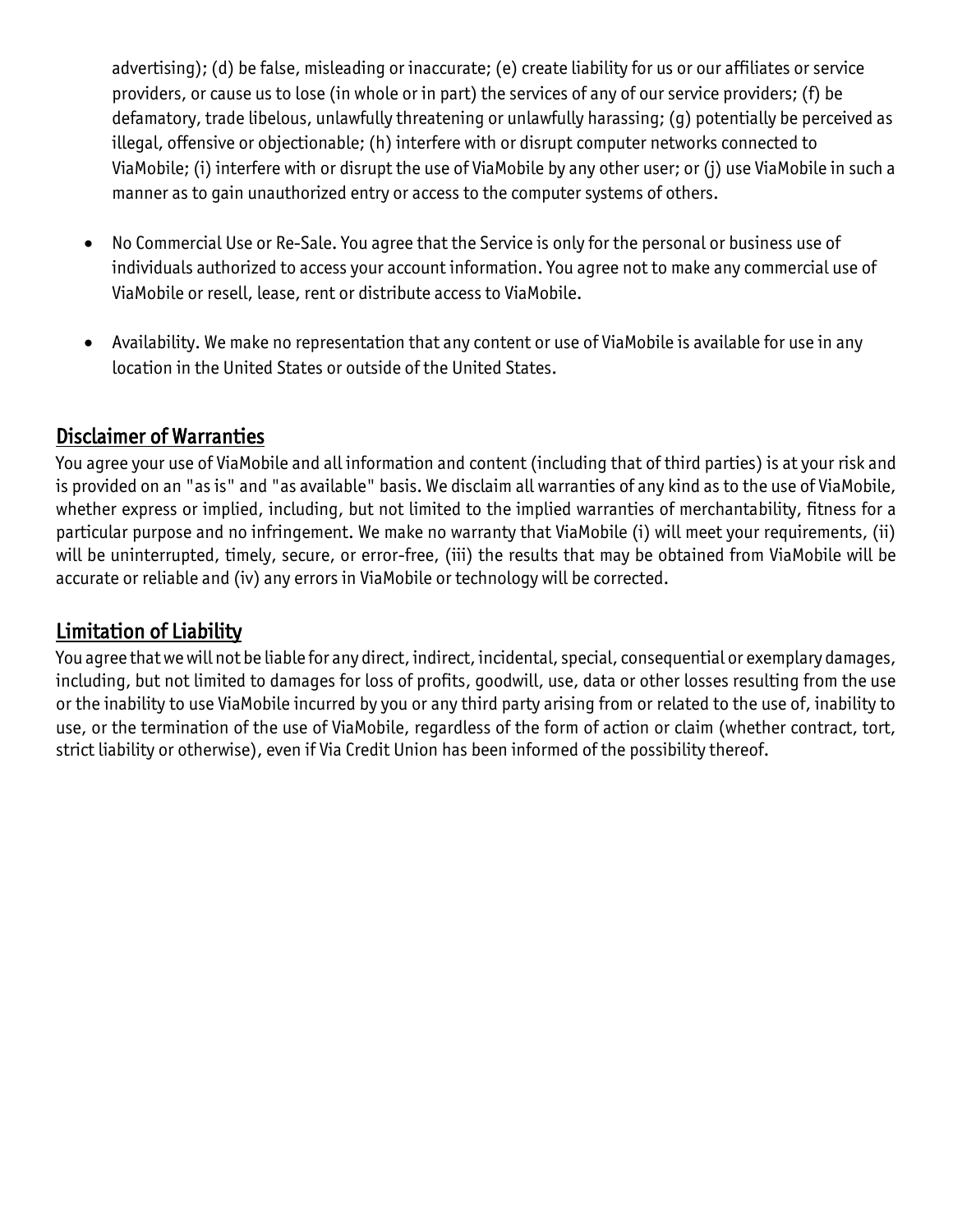advertising); (d) be false, misleading or inaccurate; (e) create liability for us or our affiliates or service providers, or cause us to lose (in whole or in part) the services of any of our service providers; (f) be defamatory, trade libelous, unlawfully threatening or unlawfully harassing; (g) potentially be perceived as illegal, offensive or objectionable; (h) interfere with or disrupt computer networks connected to ViaMobile; (i) interfere with or disrupt the use of ViaMobile by any other user; or (j) use ViaMobile in such a manner as to gain unauthorized entry or access to the computer systems of others.

- No Commercial Use or Re-Sale. You agree that the Service is only for the personal or business use of individuals authorized to access your account information. You agree not to make any commercial use of ViaMobile or resell, lease, rent or distribute access to ViaMobile.

- Availability. We make no representation that any content or use of ViaMobile is available for use in any location in the United States or outside of the United States.

## Disclaimer of Warranties

You agree your use of ViaMobile and all information and content (including that of third parties) is at your risk and is provided on an "as is" and "as available" basis. We disclaim all warranties of any kind as to the use of ViaMobile, whether express or implied, including, but not limited to the implied warranties of merchantability, fitness for a particular purpose and no infringement. We make no warranty that ViaMobile (i) will meet your requirements, (ii) will be uninterrupted, timely, secure, or error-free, (iii) the results that may be obtained from ViaMobile will be accurate or reliable and (iv) any errors in ViaMobile or technology will be corrected.

## Limitation of Liability

You agree that we will not be liable for any direct, indirect, incidental, special, consequential or exemplary damages, including, but not limited to damages for loss of profits, goodwill, use, data or other losses resulting from the use or the inability to use ViaMobile incurred by you or any third party arising from or related to the use of, inability to use, or the termination of the use of ViaMobile, regardless of the form of action or claim (whether contract, tort, strict liability or otherwise), even if Via Credit Union has been informed of the possibility thereof.